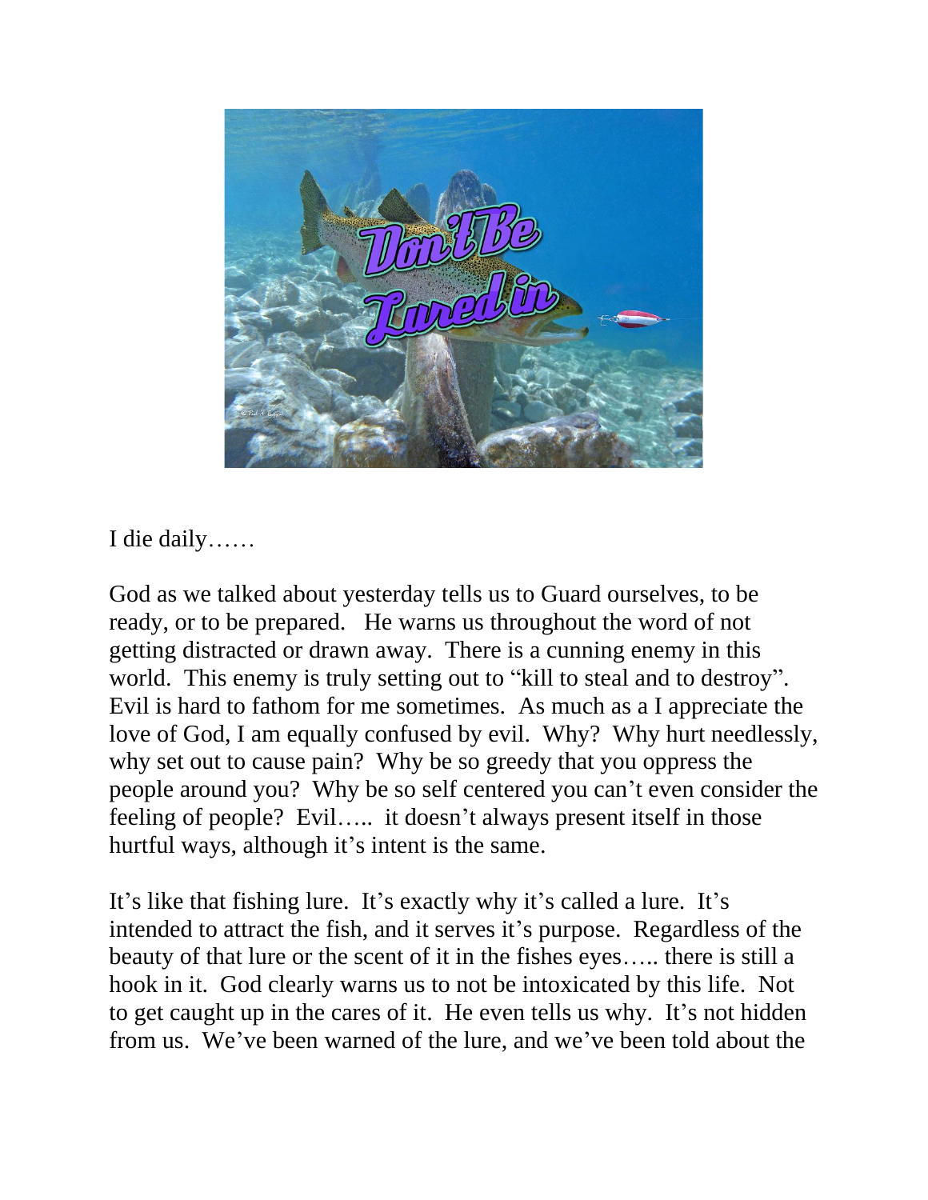I die daily……

God as we talked about yesterday tells us to Guard ourselves, to be ready, or to be prepared. He warns us throughout the word of not getting distracted or drawn away. There is a cunning enemy in this world. This enemy is truly setting out to "kill to steal and to destroy". Evil is hard to fathom for me sometimes. As much as a I appreciate the love of God, I am equally confused by evil. Why? Why hurt needlessly, why set out to cause pain? Why be so greedy that you oppress the people around you? Why be so self centered you can't even consider the feeling of people? Evil….. it doesn't always present itself in those hurtful ways, although it's intent is the same.

It's like that fishing lure. It's exactly why it's called a lure. It's intended to attract the fish, and it serves it's purpose. Regardless of the beauty of that lure or the scent of it in the fishes eyes….. there is still a hook in it. God clearly warns us to not be intoxicated by this life. Not to get caught up in the cares of it. He even tells us why. It's not hidden from us. We've been warned of the lure, and we've been told about the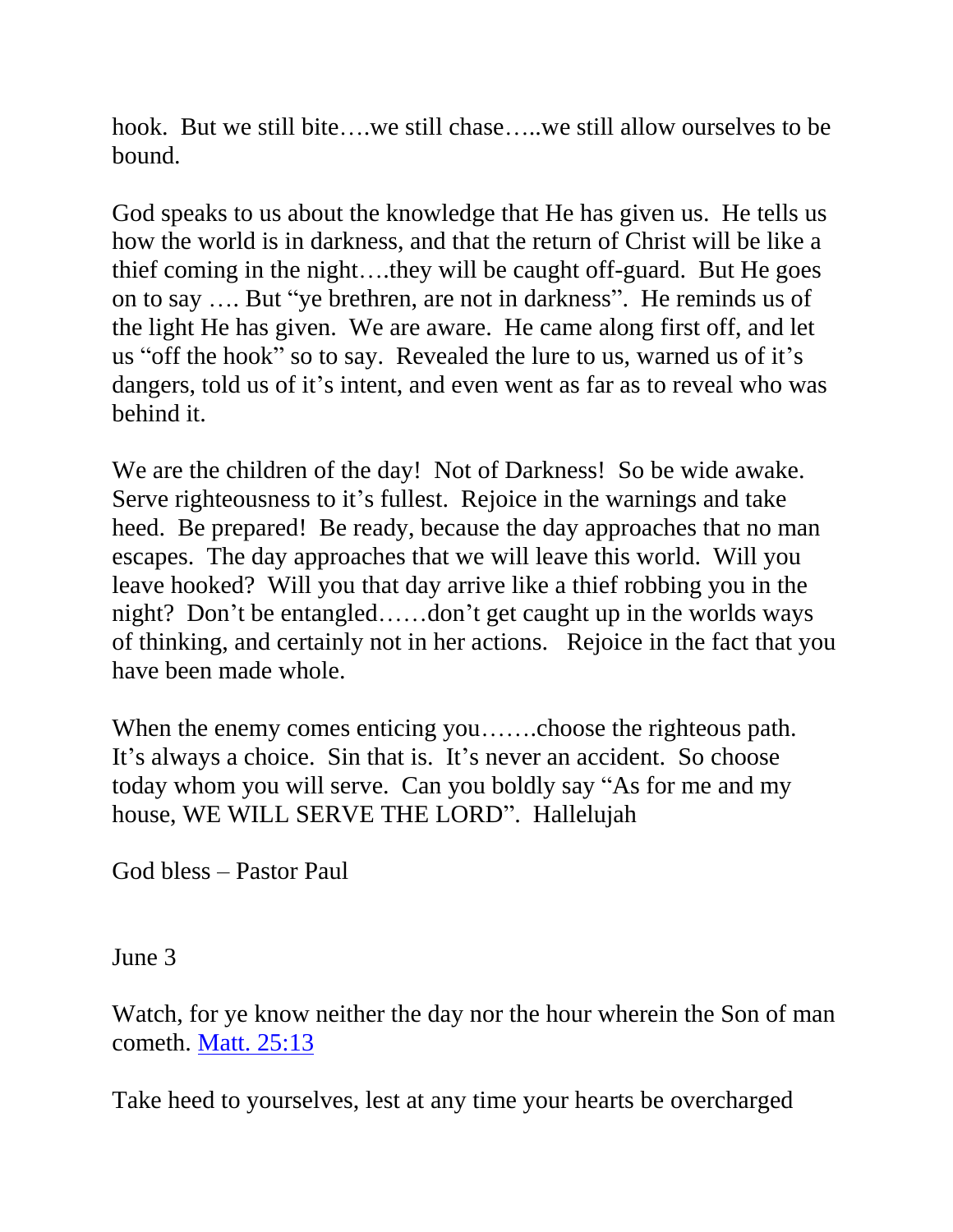hook. But we still bite….we still chase…..we still allow ourselves to be bound.

God speaks to us about the knowledge that He has given us. He tells us how the world is in darkness, and that the return of Christ will be like a thief coming in the night….they will be caught off-guard. But He goes on to say …. But "ye brethren, are not in darkness". He reminds us of the light He has given. We are aware. He came along first off, and let us "off the hook" so to say. Revealed the lure to us, warned us of it's dangers, told us of it's intent, and even went as far as to reveal who was behind it.

We are the children of the day! Not of Darkness! So be wide awake. Serve righteousness to it's fullest. Rejoice in the warnings and take heed. Be prepared! Be ready, because the day approaches that no man escapes. The day approaches that we will leave this world. Will you leave hooked? Will you that day arrive like a thief robbing you in the night? Don't be entangled……don't get caught up in the worlds ways of thinking, and certainly not in her actions. Rejoice in the fact that you have been made whole.

When the enemy comes enticing you…….choose the righteous path. It's always a choice. Sin that is. It's never an accident. So choose today whom you will serve. Can you boldly say "As for me and my house, WE WILL SERVE THE LORD". Hallelujah

God bless – Pastor Paul

June 3

Watch, for ye know neither the day nor the hour wherein the Son of man cometh. Matt. 25:13

Take heed to yourselves, lest at any time your hearts be overcharged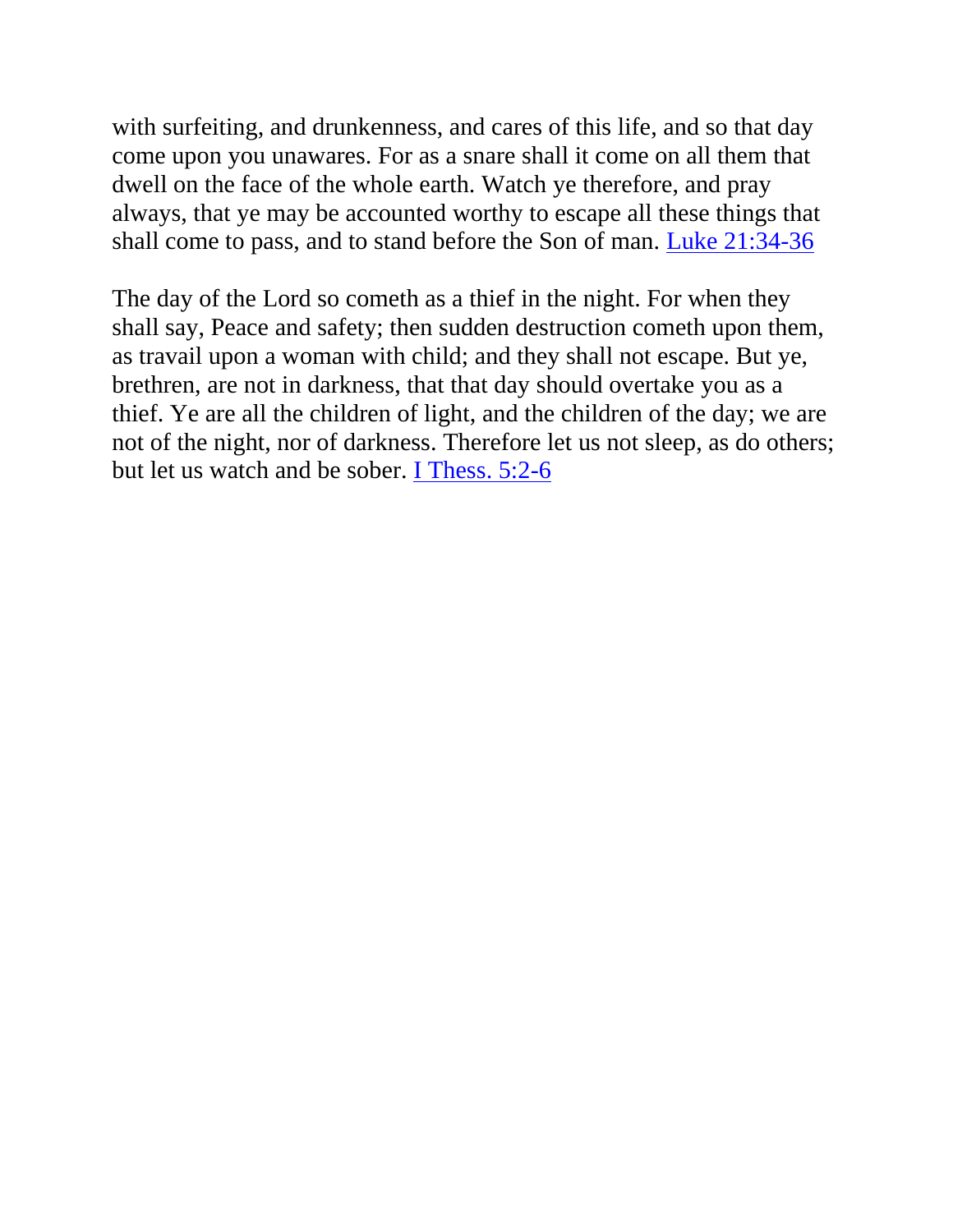with surfeiting, and drunkenness, and cares of this life, and so that day come upon you unawares. For as a snare shall it come on all them that dwell on the face of the whole earth. Watch ye therefore, and pray always, that ye may be accounted worthy to escape all these things that shall come to pass, and to stand before the Son of man. Luke 21:34-36

The day of the Lord so cometh as a thief in the night. For when they shall say, Peace and safety; then sudden destruction cometh upon them, as travail upon a woman with child; and they shall not escape. But ye, brethren, are not in darkness, that that day should overtake you as a thief. Ye are all the children of light, and the children of the day; we are not of the night, nor of darkness. Therefore let us not sleep, as do others; but let us watch and be sober. I Thess. 5:2-6